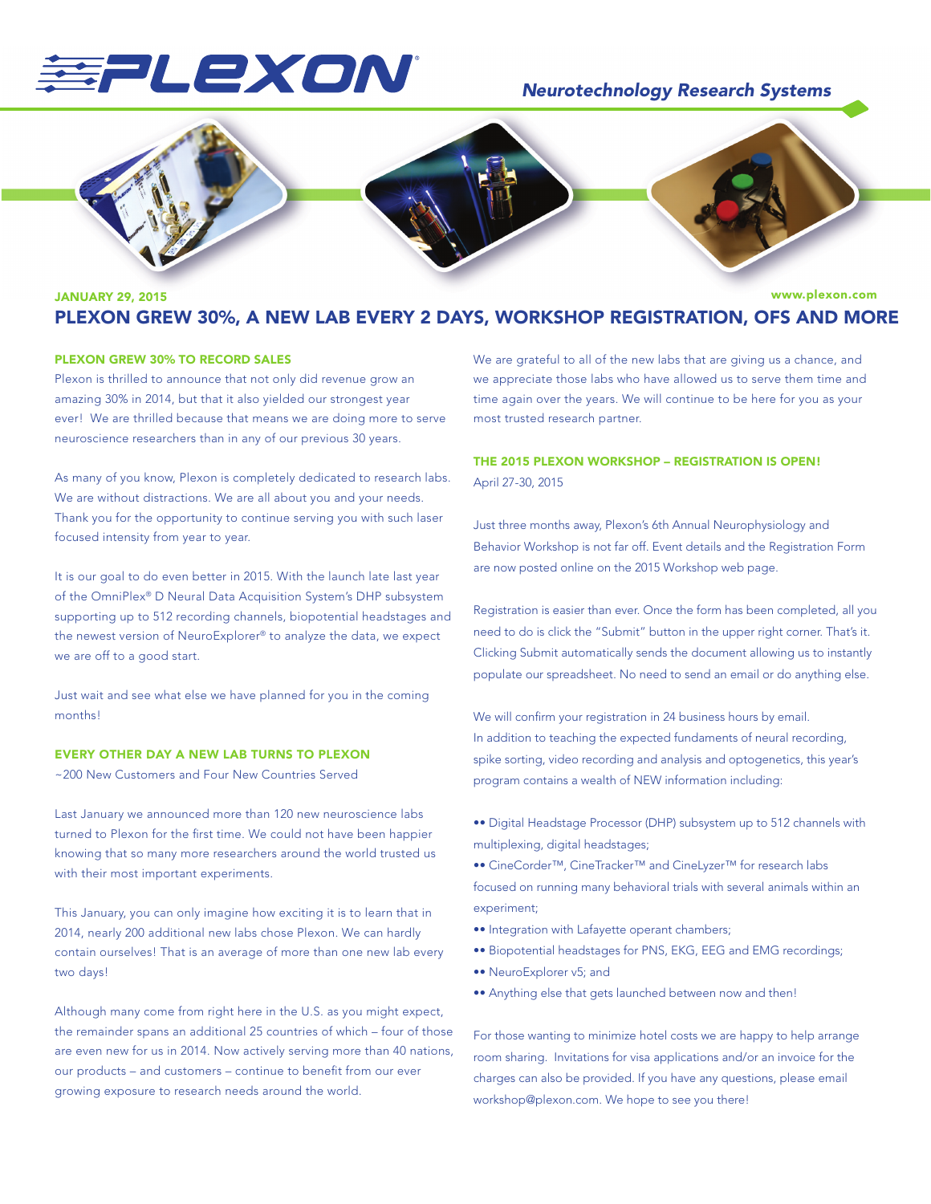# PLEXON

*Neurotechnology Research Systems*

JANUARY 29, 2015

www.plexon.com

## PLEXON GREW 30%, A NEW LAB EVERY 2 DAYS, WORKSHOP REGISTRATION, OFS AND MORE

### PLEXON GREW 30% TO RECORD SALES

Plexon is thrilled to announce that not only did revenue grow an amazing 30% in 2014, but that it also yielded our strongest year ever! We are thrilled because that means we are doing more to serve neuroscience researchers than in any of our previous 30 years.

As many of you know, Plexon is completely dedicated to research labs. We are without distractions. We are all about you and your needs. Thank you for the opportunity to continue serving you with such laser focused intensity from year to year.

It is our goal to do even better in 2015. With the launch late last year of the OmniPlex® D Neural Data Acquisition System's DHP subsystem supporting up to 512 recording channels, biopotential headstages and the newest version of NeuroExplorer® to analyze the data, we expect we are off to a good start.

Just wait and see what else we have planned for you in the coming months!

### EVERY OTHER DAY A NEW LAB TURNS TO PLEXON

~200 New Customers and Four New Countries Served

Last January we announced more than 120 new neuroscience labs turned to Plexon for the first time. We could not have been happier knowing that so many more researchers around the world trusted us with their most important experiments.

This January, you can only imagine how exciting it is to learn that in 2014, nearly 200 additional new labs chose Plexon. We can hardly contain ourselves! That is an average of more than one new lab every two days!

Although many come from right here in the U.S. as you might expect, the remainder spans an additional 25 countries of which – four of those are even new for us in 2014. Now actively serving more than 40 nations, our products – and customers – continue to benefit from our ever growing exposure to research needs around the world.

We are grateful to all of the new labs that are giving us a chance, and we appreciate those labs who have allowed us to serve them time and time again over the years. We will continue to be here for you as your most trusted research partner.

### THE 2015 PLEXON WORKSHOP – REGISTRATION IS OPEN!

April 27-30, 2015

Just three months away, Plexon's 6th Annual Neurophysiology and Behavior Workshop is not far off. Event details and the Registration Form are now posted online on the 2015 Workshop web page.

Registration is easier than ever. Once the form has been completed, all you need to do is click the "Submit" button in the upper right corner. That's it. Clicking Submit automatically sends the document allowing us to instantly populate our spreadsheet. No need to send an email or do anything else.

We will confirm your registration in 24 business hours by email. In addition to teaching the expected fundaments of neural recording, spike sorting, video recording and analysis and optogenetics, this year's program contains a wealth of NEW information including:

- Digital Headstage Processor (DHP) subsystem up to 512 channels with multiplexing, digital headstages;
- CineCorder™, CineTracker™ and CineLyzer™ for research labs focused on running many behavioral trials with several animals within an experiment;
- Integration with Lafayette operant chambers;
- Biopotential headstages for PNS, EKG, EEG and EMG recordings;
- NeuroExplorer v5; and
- Anything else that gets launched between now and then!

For those wanting to minimize hotel costs we are happy to help arrange room sharing. Invitations for visa applications and/or an invoice for the charges can also be provided. If you have any questions, please email workshop@plexon.com. We hope to see you there!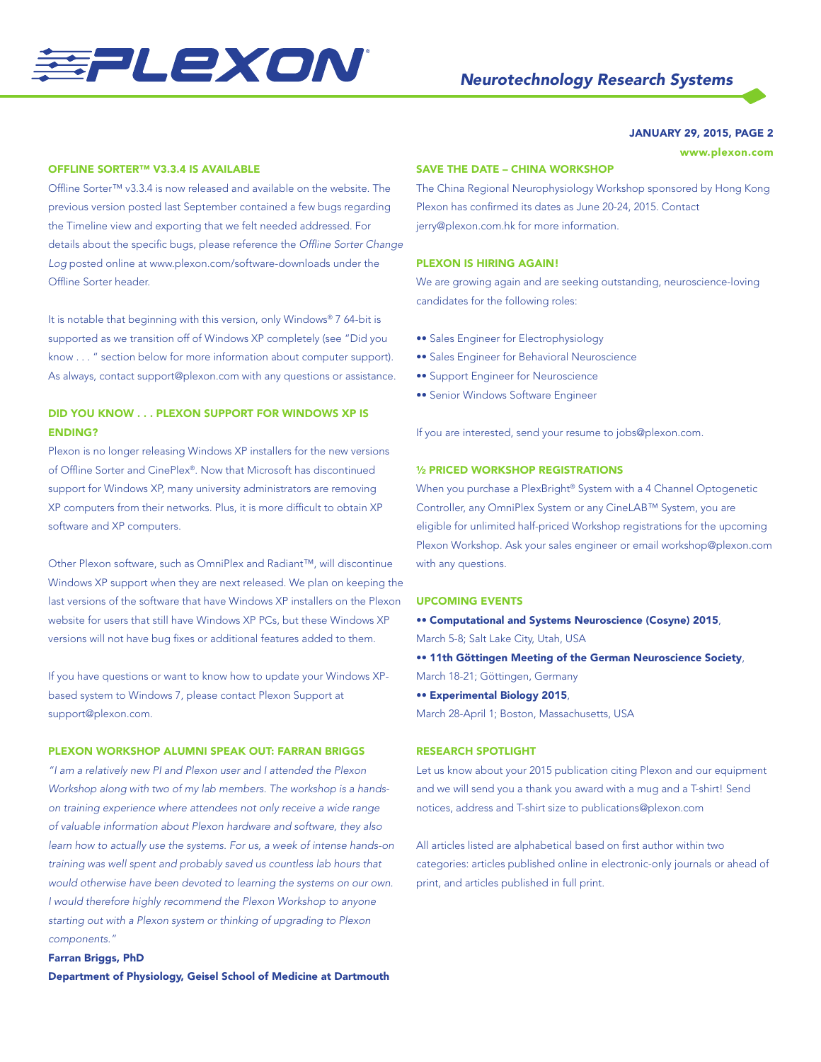## OFFLINE SORTER™ V3.3.4 IS AVAILABLE

Offline Sorter™ v3.3.4 is now released and available on the website. The previous version posted last September contained a few bugs regarding the Timeline view and exporting that we felt needed addressed. For details about the specific bugs, please reference the *Offline Sorter Change Log* posted online at www.plexon.com/software-downloads under the Offline Sorter header.

It is notable that beginning with this version, only Windows® 7 64-bit is supported as we transition off of Windows XP completely (see "Did you know . . . " section below for more information about computer support). As always, contact support@plexon.com with any questions or assistance.

## DID YOU KNOW . . . PLEXON SUPPORT FOR WINDOWS XP IS ENDING?

Plexon is no longer releasing Windows XP installers for the new versions of Offline Sorter and CinePlex®. Now that Microsoft has discontinued support for Windows XP, many university administrators are removing XP computers from their networks. Plus, it is more difficult to obtain XP software and XP computers.

Other Plexon software, such as OmniPlex and Radiant™, will discontinue Windows XP support when they are next released. We plan on keeping the last versions of the software that have Windows XP installers on the Plexon website for users that still have Windows XP PCs, but these Windows XP versions will not have bug fixes or additional features added to them.

If you have questions or want to know how to update your Windows XP-based system to Windows 7, please contact Plexon Support at support@plexon.com.

## PLEXON WORKSHOP ALUMNI SPEAK OUT: FARRAN BRIGGS

*"I am a relatively new PI and Plexon user and I attended the Plexon Workshop along with two of my lab members. The workshop is a hands-on training experience where attendees not only receive a wide range of valuable information about Plexon hardware and software, they also learn how to actually use the systems. For us, a week of intense hands-on training was well spent and probably saved us countless lab hours that would otherwise have been devoted to learning the systems on our own. I would therefore highly recommend the Plexon Workshop to anyone starting out with a Plexon system or thinking of upgrading to Plexon components."*

**Farran Briggs, PhD**
**Department of Physiology, Geisel School of Medicine at Dartmouth**

## SAVE THE DATE – CHINA WORKSHOP

The China Regional Neurophysiology Workshop sponsored by Hong Kong Plexon has confirmed its dates as June 20-24, 2015. Contact jerry@plexon.com.hk for more information.

## PLEXON IS HIRING AGAIN!

We are growing again and are seeking outstanding, neuroscience-loving candidates for the following roles:

- Sales Engineer for Electrophysiology
- Sales Engineer for Behavioral Neuroscience
- Support Engineer for Neuroscience
- Senior Windows Software Engineer

If you are interested, send your resume to jobs@plexon.com.

## ½ PRICED WORKSHOP REGISTRATIONS

When you purchase a PlexBright® System with a 4 Channel Optogenetic Controller, any OmniPlex System or any CineLAB™ System, you are eligible for unlimited half-priced Workshop registrations for the upcoming Plexon Workshop. Ask your sales engineer or email workshop@plexon.com with any questions.

## UPCOMING EVENTS

- **Computational and Systems Neuroscience (Cosyne) 2015**, March 5-8; Salt Lake City, Utah, USA
- **11th Göttingen Meeting of the German Neuroscience Society**, March 18-21; Göttingen, Germany
- **Experimental Biology 2015**, March 28-April 1; Boston, Massachusetts, USA

## RESEARCH SPOTLIGHT

Let us know about your 2015 publication citing Plexon and our equipment and we will send you a thank you award with a mug and a T-shirt! Send notices, address and T-shirt size to publications@plexon.com

All articles listed are alphabetical based on first author within two categories: articles published online in electronic-only journals or ahead of print, and articles published in full print.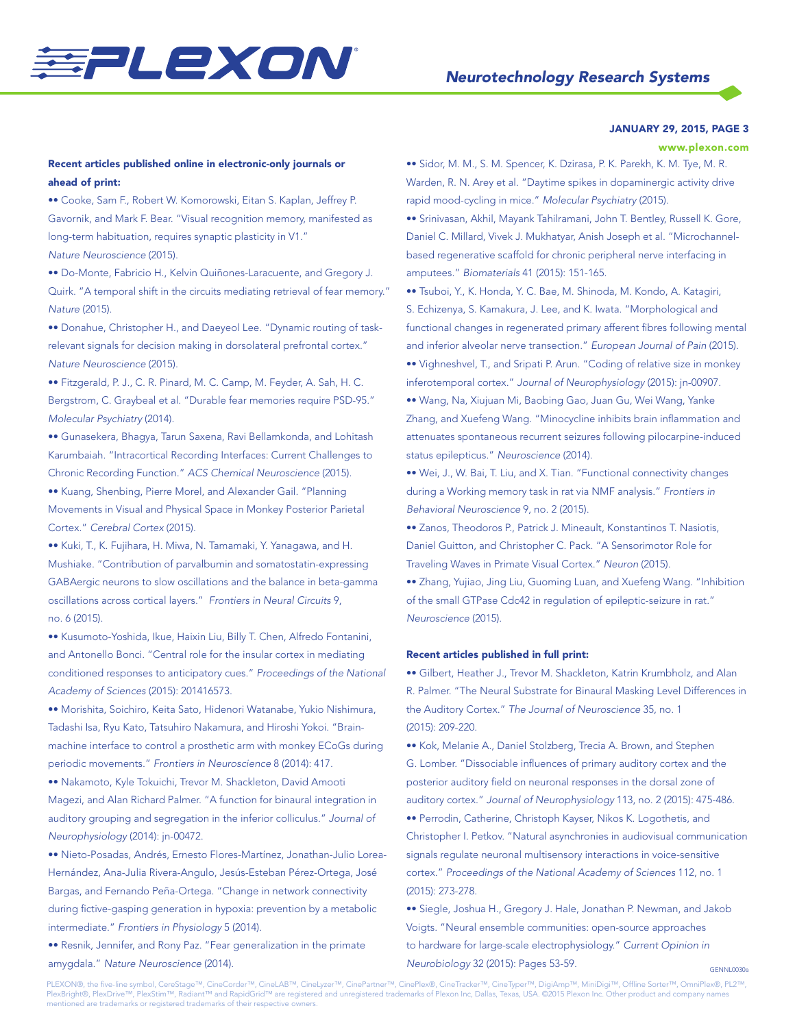#### Recent articles published online in electronic-only journals or ahead of print:

- Cooke, Sam F., Robert W. Komorowski, Eitan S. Kaplan, Jeffrey P. Gavornik, and Mark F. Bear. "Visual recognition memory, manifested as long-term habituation, requires synaptic plasticity in V1." *Nature Neuroscience* (2015).
- Do-Monte, Fabricio H., Kelvin Quiñones-Laracuente, and Gregory J. Quirk. "A temporal shift in the circuits mediating retrieval of fear memory." *Nature* (2015).
- Donahue, Christopher H., and Daeyeol Lee. "Dynamic routing of task-relevant signals for decision making in dorsolateral prefrontal cortex." *Nature Neuroscience* (2015).
- Fitzgerald, P. J., C. R. Pinard, M. C. Camp, M. Feyder, A. Sah, H. C. Bergstrom, C. Graybeal et al. "Durable fear memories require PSD-95." *Molecular Psychiatry* (2014).
- Gunasekera, Bhagya, Tarun Saxena, Ravi Bellamkonda, and Lohitash Karumbaiah. "Intracortical Recording Interfaces: Current Challenges to Chronic Recording Function." *ACS Chemical Neuroscience* (2015).
- Kuang, Shenbing, Pierre Morel, and Alexander Gail. "Planning Movements in Visual and Physical Space in Monkey Posterior Parietal Cortex." *Cerebral Cortex* (2015).
- Kuki, T., K. Fujihara, H. Miwa, N. Tamamaki, Y. Yanagawa, and H. Mushiake. "Contribution of parvalbumin and somatostatin-expressing GABAergic neurons to slow oscillations and the balance in beta-gamma oscillations across cortical layers." *Frontiers in Neural Circuits* 9, no. 6 (2015).
- Kusumoto-Yoshida, Ikue, Haixin Liu, Billy T. Chen, Alfredo Fontanini, and Antonello Bonci. "Central role for the insular cortex in mediating conditioned responses to anticipatory cues." *Proceedings of the National Academy of Sciences* (2015): 201416573.
- Morishita, Soichiro, Keita Sato, Hidenori Watanabe, Yukio Nishimura, Tadashi Isa, Ryu Kato, Tatsuhiro Nakamura, and Hiroshi Yokoi. "Brain-machine interface to control a prosthetic arm with monkey ECoGs during periodic movements." *Frontiers in Neuroscience* 8 (2014): 417.
- Nakamoto, Kyle Tokuichi, Trevor M. Shackleton, David Amooti Magezi, and Alan Richard Palmer. "A function for binaural integration in auditory grouping and segregation in the inferior colliculus." *Journal of Neurophysiology* (2014): jn-00472.
- Nieto-Posadas, Andrés, Ernesto Flores-Martínez, Jonathan-Julio Lorea-Hernández, Ana-Julia Rivera-Angulo, Jesús-Esteban Pérez-Ortega, José Bargas, and Fernando Peña-Ortega. "Change in network connectivity during fictive-gasping generation in hypoxia: prevention by a metabolic intermediate." *Frontiers in Physiology* 5 (2014).
- Resnik, Jennifer, and Rony Paz. "Fear generalization in the primate amygdala." *Nature Neuroscience* (2014).
- Sidor, M. M., S. M. Spencer, K. Dzirasa, P. K. Parekh, K. M. Tye, M. R. Warden, R. N. Arey et al. "Daytime spikes in dopaminergic activity drive rapid mood-cycling in mice." *Molecular Psychiatry* (2015).
- Srinivasan, Akhil, Mayank Tahilramani, John T. Bentley, Russell K. Gore, Daniel C. Millard, Vivek J. Mukhatyar, Anish Joseph et al. "Microchannel-based regenerative scaffold for chronic peripheral nerve interfacing in amputees." *Biomaterials* 41 (2015): 151-165.
- Tsuboi, Y., K. Honda, Y. C. Bae, M. Shinoda, M. Kondo, A. Katagiri, S. Echizenya, S. Kamakura, J. Lee, and K. Iwata. "Morphological and functional changes in regenerated primary afferent fibres following mental and inferior alveolar nerve transection." *European Journal of Pain* (2015).
- Vighneshvel, T., and Sripati P. Arun. "Coding of relative size in monkey inferotemporal cortex." *Journal of Neurophysiology* (2015): jn-00907.
- Wang, Na, Xiujuan Mi, Baobing Gao, Juan Gu, Wei Wang, Yanke Zhang, and Xuefeng Wang. "Minocycline inhibits brain inflammation and attenuates spontaneous recurrent seizures following pilocarpine-induced status epilepticus." *Neuroscience* (2014).
- Wei, J., W. Bai, T. Liu, and X. Tian. "Functional connectivity changes during a Working memory task in rat via NMF analysis." *Frontiers in Behavioral Neuroscience* 9, no. 2 (2015).
- Zanos, Theodoros P., Patrick J. Mineault, Konstantinos T. Nasiotis, Daniel Guitton, and Christopher C. Pack. "A Sensorimotor Role for Traveling Waves in Primate Visual Cortex." *Neuron* (2015).
- Zhang, Yujiao, Jing Liu, Guoming Luan, and Xuefeng Wang. "Inhibition of the small GTPase Cdc42 in regulation of epileptic-seizure in rat." *Neuroscience* (2015).

#### Recent articles published in full print:

- Gilbert, Heather J., Trevor M. Shackleton, Katrin Krumbholz, and Alan R. Palmer. "The Neural Substrate for Binaural Masking Level Differences in the Auditory Cortex." *The Journal of Neuroscience* 35, no. 1 (2015): 209-220.
- Kok, Melanie A., Daniel Stolzberg, Trecia A. Brown, and Stephen G. Lomber. "Dissociable influences of primary auditory cortex and the posterior auditory field on neuronal responses in the dorsal zone of auditory cortex." *Journal of Neurophysiology* 113, no. 2 (2015): 475-486.
- Perrodin, Catherine, Christoph Kayser, Nikos K. Logothetis, and Christopher I. Petkov. "Natural asynchronies in audiovisual communication signals regulate neuronal multisensory interactions in voice-sensitive cortex." *Proceedings of the National Academy of Sciences* 112, no. 1 (2015): 273-278.
- Siegle, Joshua H., Gregory J. Hale, Jonathan P. Newman, and Jakob Voigts. "Neural ensemble communities: open-source approaches to hardware for large-scale electrophysiology." *Current Opinion in Neurobiology* 32 (2015): Pages 53-59.

GENNL0030a

PLEXON®, the five-line symbol, CereStage™, CineCorder™, CineLAB™, CineLyzer™, CinePartner™, CinePlex®, CineTracker™, CineTyper™, DigiAmp™, MiniDigi™, Offline Sorter™, OmniPlex®, PL2™, PlexBright®, PlexDrive™, PlexStim™, Radiant™ and RapidGrid™ are registered and unregistered trademarks of Plexon Inc, Dallas, Texas, USA. ©2015 Plexon Inc. Other product and company names mentioned are trademarks or registered trademarks of their respective owners.